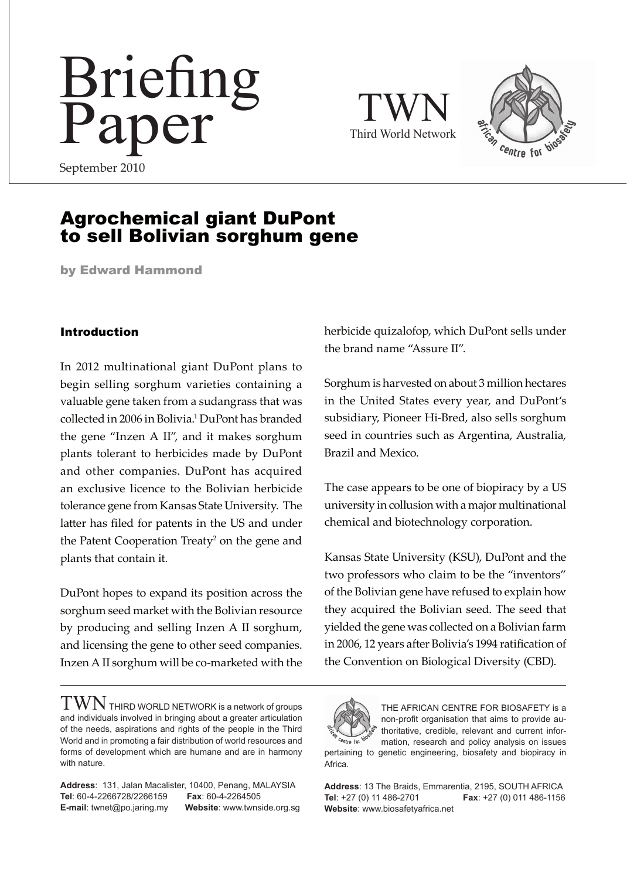# Briefing Paper

September 2010

TWN
Third World Network

african centre for biosafety

## Agrochemical giant DuPont to sell Bolivian sorghum gene

**by Edward Hammond**

### Introduction

In 2012 multinational giant DuPont plans to begin selling sorghum varieties containing a valuable gene taken from a sudangrass that was collected in 2006 in Bolivia.[1] DuPont has branded the gene "Inzen A II", and it makes sorghum plants tolerant to herbicides made by DuPont and other companies. DuPont has acquired an exclusive licence to the Bolivian herbicide tolerance gene from Kansas State University. The latter has filed for patents in the US and under the Patent Cooperation Treaty[2] on the gene and plants that contain it.

DuPont hopes to expand its position across the sorghum seed market with the Bolivian resource by producing and selling Inzen A II sorghum, and licensing the gene to other seed companies. Inzen A II sorghum will be co-marketed with the herbicide quizalofop, which DuPont sells under the brand name "Assure II".

Sorghum is harvested on about 3 million hectares in the United States every year, and DuPont's subsidiary, Pioneer Hi-Bred, also sells sorghum seed in countries such as Argentina, Australia, Brazil and Mexico.

The case appears to be one of biopiracy by a US university in collusion with a major multinational chemical and biotechnology corporation.

Kansas State University (KSU), DuPont and the two professors who claim to be the "inventors" of the Bolivian gene have refused to explain how they acquired the Bolivian seed. The seed that yielded the gene was collected on a Bolivian farm in 2006, 12 years after Bolivia's 1994 ratification of the Convention on Biological Diversity (CBD).

---

TWN THIRD WORLD NETWORK is a network of groups and individuals involved in bringing about a greater articulation of the needs, aspirations and rights of the people in the Third World and in promoting a fair distribution of world resources and forms of development which are humane and are in harmony with nature.

**Address**: 131, Jalan Macalister, 10400, Penang, MALAYSIA
**Tel**: 60-4-2266728/2266159 **Fax**: 60-4-2264505
**E-mail**: twnet@po.jaring.my **Website**: www.twnside.org.sg

THE AFRICAN CENTRE FOR BIOSAFETY is a non-profit organisation that aims to provide authoritative, credible, relevant and current information, research and policy analysis on issues pertaining to genetic engineering, biosafety and biopiracy in Africa.

**Address**: 13 The Braids, Emmarentia, 2195, SOUTH AFRICA
**Tel**: +27 (0) 11 486-2701 **Fax**: +27 (0) 011 486-1156
**Website**: www.biosafetyafrica.net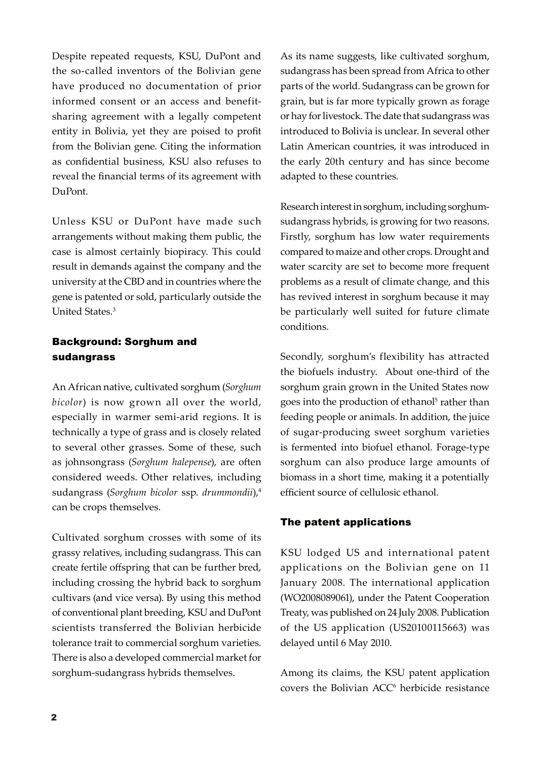Despite repeated requests, KSU, DuPont and the so-called inventors of the Bolivian gene have produced no documentation of prior informed consent or an access and benefit-sharing agreement with a legally competent entity in Bolivia, yet they are poised to profit from the Bolivian gene. Citing the information as confidential business, KSU also refuses to reveal the financial terms of its agreement with DuPont.

Unless KSU or DuPont have made such arrangements without making them public, the case is almost certainly biopiracy. This could result in demands against the company and the university at the CBD and in countries where the gene is patented or sold, particularly outside the United States.[3]

## Background: Sorghum and sudangrass

An African native, cultivated sorghum (*Sorghum bicolor*) is now grown all over the world, especially in warmer semi-arid regions. It is technically a type of grass and is closely related to several other grasses. Some of these, such as johnsongrass (*Sorghum halepense*), are often considered weeds. Other relatives, including sudangrass (*Sorghum bicolor* ssp. *drummondii*),[4] can be crops themselves.

Cultivated sorghum crosses with some of its grassy relatives, including sudangrass. This can create fertile offspring that can be further bred, including crossing the hybrid back to sorghum cultivars (and vice versa). By using this method of conventional plant breeding, KSU and DuPont scientists transferred the Bolivian herbicide tolerance trait to commercial sorghum varieties. There is also a developed commercial market for sorghum-sudangrass hybrids themselves.

As its name suggests, like cultivated sorghum, sudangrass has been spread from Africa to other parts of the world. Sudangrass can be grown for grain, but is far more typically grown as forage or hay for livestock. The date that sudangrass was introduced to Bolivia is unclear. In several other Latin American countries, it was introduced in the early 20th century and has since become adapted to these countries.

Research interest in sorghum, including sorghum-sudangrass hybrids, is growing for two reasons. Firstly, sorghum has low water requirements compared to maize and other crops. Drought and water scarcity are set to become more frequent problems as a result of climate change, and this has revived interest in sorghum because it may be particularly well suited for future climate conditions.

Secondly, sorghum's flexibility has attracted the biofuels industry. About one-third of the sorghum grain grown in the United States now goes into the production of ethanol[5] rather than feeding people or animals. In addition, the juice of sugar-producing sweet sorghum varieties is fermented into biofuel ethanol. Forage-type sorghum can also produce large amounts of biomass in a short time, making it a potentially efficient source of cellulosic ethanol.

## The patent applications

KSU lodged US and international patent applications on the Bolivian gene on 11 January 2008. The international application (WO2008089061), under the Patent Cooperation Treaty, was published on 24 July 2008. Publication of the US application (US20100115663) was delayed until 6 May 2010.

Among its claims, the KSU patent application covers the Bolivian ACC[6] herbicide resistance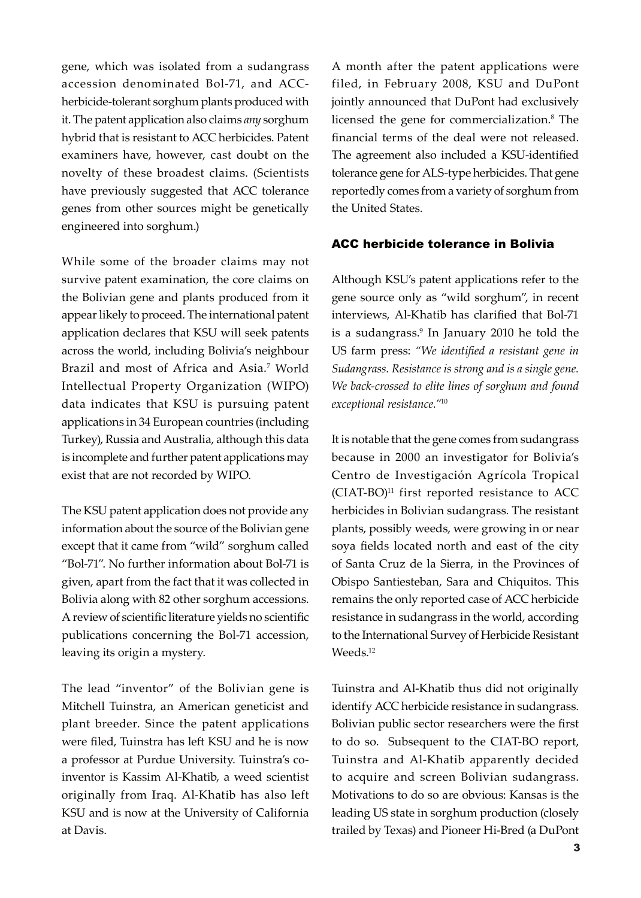gene, which was isolated from a sudangrass accession denominated Bol-71, and ACC-herbicide-tolerant sorghum plants produced with it. The patent application also claims *any* sorghum hybrid that is resistant to ACC herbicides. Patent examiners have, however, cast doubt on the novelty of these broadest claims. (Scientists have previously suggested that ACC tolerance genes from other sources might be genetically engineered into sorghum.)

While some of the broader claims may not survive patent examination, the core claims on the Bolivian gene and plants produced from it appear likely to proceed. The international patent application declares that KSU will seek patents across the world, including Bolivia's neighbour Brazil and most of Africa and Asia.[7] World Intellectual Property Organization (WIPO) data indicates that KSU is pursuing patent applications in 34 European countries (including Turkey), Russia and Australia, although this data is incomplete and further patent applications may exist that are not recorded by WIPO.

The KSU patent application does not provide any information about the source of the Bolivian gene except that it came from "wild" sorghum called "Bol-71". No further information about Bol-71 is given, apart from the fact that it was collected in Bolivia along with 82 other sorghum accessions. A review of scientific literature yields no scientific publications concerning the Bol-71 accession, leaving its origin a mystery.

The lead "inventor" of the Bolivian gene is Mitchell Tuinstra, an American geneticist and plant breeder. Since the patent applications were filed, Tuinstra has left KSU and he is now a professor at Purdue University. Tuinstra's co-inventor is Kassim Al-Khatib, a weed scientist originally from Iraq. Al-Khatib has also left KSU and is now at the University of California at Davis.

A month after the patent applications were filed, in February 2008, KSU and DuPont jointly announced that DuPont had exclusively licensed the gene for commercialization.[8] The financial terms of the deal were not released. The agreement also included a KSU-identified tolerance gene for ALS-type herbicides. That gene reportedly comes from a variety of sorghum from the United States.

## ACC herbicide tolerance in Bolivia

Although KSU's patent applications refer to the gene source only as "wild sorghum", in recent interviews, Al-Khatib has clarified that Bol-71 is a sudangrass.[9] In January 2010 he told the US farm press: *"We identified a resistant gene in Sudangrass. Resistance is strong and is a single gene. We back-crossed to elite lines of sorghum and found exceptional resistance."*[10]

It is notable that the gene comes from sudangrass because in 2000 an investigator for Bolivia's Centro de Investigación Agrícola Tropical (CIAT-BO)[11] first reported resistance to ACC herbicides in Bolivian sudangrass. The resistant plants, possibly weeds, were growing in or near soya fields located north and east of the city of Santa Cruz de la Sierra, in the Provinces of Obispo Santiesteban, Sara and Chiquitos. This remains the only reported case of ACC herbicide resistance in sudangrass in the world, according to the International Survey of Herbicide Resistant Weeds.[12]

Tuinstra and Al-Khatib thus did not originally identify ACC herbicide resistance in sudangrass. Bolivian public sector researchers were the first to do so. Subsequent to the CIAT-BO report, Tuinstra and Al-Khatib apparently decided to acquire and screen Bolivian sudangrass. Motivations to do so are obvious: Kansas is the leading US state in sorghum production (closely trailed by Texas) and Pioneer Hi-Bred (a DuPont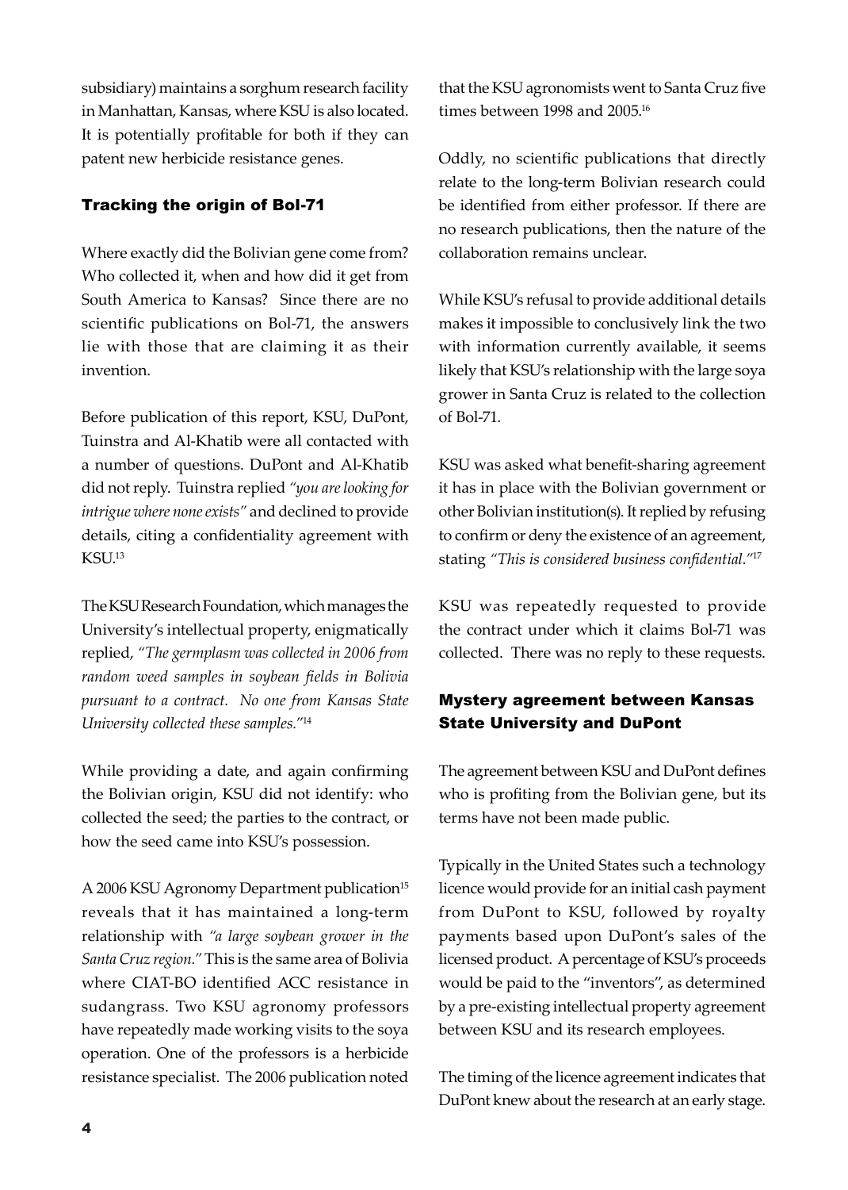subsidiary) maintains a sorghum research facility in Manhattan, Kansas, where KSU is also located. It is potentially profitable for both if they can patent new herbicide resistance genes.

## Tracking the origin of Bol-71

Where exactly did the Bolivian gene come from? Who collected it, when and how did it get from South America to Kansas? Since there are no scientific publications on Bol-71, the answers lie with those that are claiming it as their invention.

Before publication of this report, KSU, DuPont, Tuinstra and Al-Khatib were all contacted with a number of questions. DuPont and Al-Khatib did not reply. Tuinstra replied *"you are looking for intrigue where none exists"* and declined to provide details, citing a confidentiality agreement with KSU.[13]

The KSU Research Foundation, which manages the University's intellectual property, enigmatically replied, *"The germplasm was collected in 2006 from random weed samples in soybean fields in Bolivia pursuant to a contract. No one from Kansas State University collected these samples."*[14]

While providing a date, and again confirming the Bolivian origin, KSU did not identify: who collected the seed; the parties to the contract, or how the seed came into KSU's possession.

A 2006 KSU Agronomy Department publication[15] reveals that it has maintained a long-term relationship with *"a large soybean grower in the Santa Cruz region."* This is the same area of Bolivia where CIAT-BO identified ACC resistance in sudangrass. Two KSU agronomy professors have repeatedly made working visits to the soya operation. One of the professors is a herbicide resistance specialist. The 2006 publication noted that the KSU agronomists went to Santa Cruz five times between 1998 and 2005.[16]

Oddly, no scientific publications that directly relate to the long-term Bolivian research could be identified from either professor. If there are no research publications, then the nature of the collaboration remains unclear.

While KSU's refusal to provide additional details makes it impossible to conclusively link the two with information currently available, it seems likely that KSU's relationship with the large soya grower in Santa Cruz is related to the collection of Bol-71.

KSU was asked what benefit-sharing agreement it has in place with the Bolivian government or other Bolivian institution(s). It replied by refusing to confirm or deny the existence of an agreement, stating *"This is considered business confidential."*[17]

KSU was repeatedly requested to provide the contract under which it claims Bol-71 was collected. There was no reply to these requests.

## Mystery agreement between Kansas State University and DuPont

The agreement between KSU and DuPont defines who is profiting from the Bolivian gene, but its terms have not been made public.

Typically in the United States such a technology licence would provide for an initial cash payment from DuPont to KSU, followed by royalty payments based upon DuPont's sales of the licensed product. A percentage of KSU's proceeds would be paid to the "inventors", as determined by a pre-existing intellectual property agreement between KSU and its research employees.

The timing of the licence agreement indicates that DuPont knew about the research at an early stage.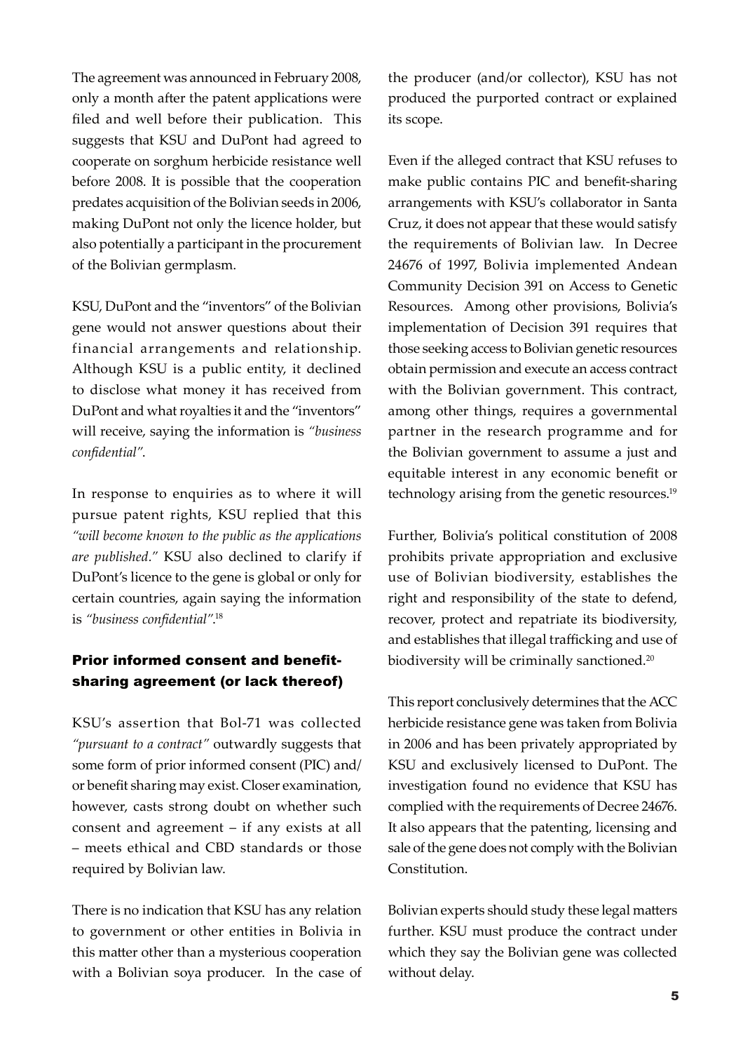The agreement was announced in February 2008, only a month after the patent applications were filed and well before their publication. This suggests that KSU and DuPont had agreed to cooperate on sorghum herbicide resistance well before 2008. It is possible that the cooperation predates acquisition of the Bolivian seeds in 2006, making DuPont not only the licence holder, but also potentially a participant in the procurement of the Bolivian germplasm.

KSU, DuPont and the "inventors" of the Bolivian gene would not answer questions about their financial arrangements and relationship. Although KSU is a public entity, it declined to disclose what money it has received from DuPont and what royalties it and the "inventors" will receive, saying the information is *"business confidential"*.

In response to enquiries as to where it will pursue patent rights, KSU replied that this *"will become known to the public as the applications are published."* KSU also declined to clarify if DuPont's licence to the gene is global or only for certain countries, again saying the information is *"business confidential"*.[18]

## Prior informed consent and benefit-sharing agreement (or lack thereof)

KSU's assertion that Bol-71 was collected *"pursuant to a contract"* outwardly suggests that some form of prior informed consent (PIC) and/or benefit sharing may exist. Closer examination, however, casts strong doubt on whether such consent and agreement – if any exists at all – meets ethical and CBD standards or those required by Bolivian law.

There is no indication that KSU has any relation to government or other entities in Bolivia in this matter other than a mysterious cooperation with a Bolivian soya producer. In the case of the producer (and/or collector), KSU has not produced the purported contract or explained its scope.

Even if the alleged contract that KSU refuses to make public contains PIC and benefit-sharing arrangements with KSU's collaborator in Santa Cruz, it does not appear that these would satisfy the requirements of Bolivian law. In Decree 24676 of 1997, Bolivia implemented Andean Community Decision 391 on Access to Genetic Resources. Among other provisions, Bolivia's implementation of Decision 391 requires that those seeking access to Bolivian genetic resources obtain permission and execute an access contract with the Bolivian government. This contract, among other things, requires a governmental partner in the research programme and for the Bolivian government to assume a just and equitable interest in any economic benefit or technology arising from the genetic resources.[19]

Further, Bolivia's political constitution of 2008 prohibits private appropriation and exclusive use of Bolivian biodiversity, establishes the right and responsibility of the state to defend, recover, protect and repatriate its biodiversity, and establishes that illegal trafficking and use of biodiversity will be criminally sanctioned.[20]

This report conclusively determines that the ACC herbicide resistance gene was taken from Bolivia in 2006 and has been privately appropriated by KSU and exclusively licensed to DuPont. The investigation found no evidence that KSU has complied with the requirements of Decree 24676. It also appears that the patenting, licensing and sale of the gene does not comply with the Bolivian Constitution.

Bolivian experts should study these legal matters further. KSU must produce the contract under which they say the Bolivian gene was collected without delay.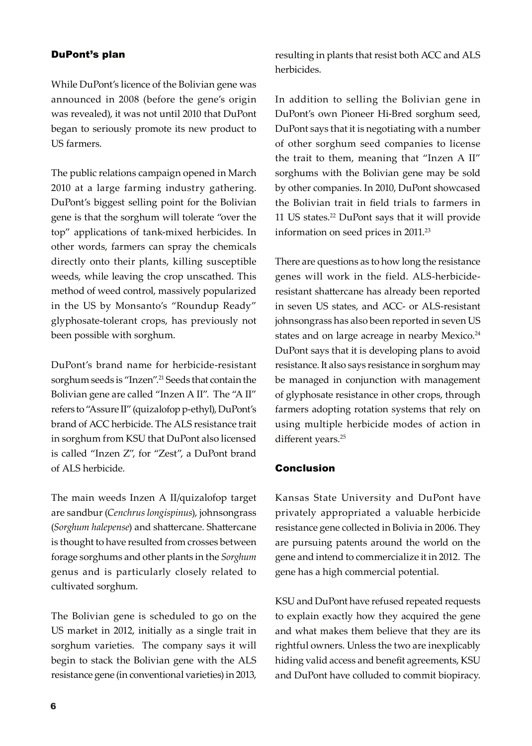## DuPont's plan

While DuPont's licence of the Bolivian gene was announced in 2008 (before the gene's origin was revealed), it was not until 2010 that DuPont began to seriously promote its new product to US farmers.

The public relations campaign opened in March 2010 at a large farming industry gathering. DuPont's biggest selling point for the Bolivian gene is that the sorghum will tolerate "over the top" applications of tank-mixed herbicides. In other words, farmers can spray the chemicals directly onto their plants, killing susceptible weeds, while leaving the crop unscathed. This method of weed control, massively popularized in the US by Monsanto's "Roundup Ready" glyphosate-tolerant crops, has previously not been possible with sorghum.

DuPont's brand name for herbicide-resistant sorghum seeds is "Inzen".[21] Seeds that contain the Bolivian gene are called "Inzen A II". The "A II" refers to "Assure II" (quizalofop p-ethyl), DuPont's brand of ACC herbicide. The ALS resistance trait in sorghum from KSU that DuPont also licensed is called "Inzen Z", for "Zest", a DuPont brand of ALS herbicide.

The main weeds Inzen A II/quizalofop target are sandbur (*Cenchrus longispinus*), johnsongrass (*Sorghum halepense*) and shattercane. Shattercane is thought to have resulted from crosses between forage sorghums and other plants in the *Sorghum* genus and is particularly closely related to cultivated sorghum.

The Bolivian gene is scheduled to go on the US market in 2012, initially as a single trait in sorghum varieties. The company says it will begin to stack the Bolivian gene with the ALS resistance gene (in conventional varieties) in 2013, resulting in plants that resist both ACC and ALS herbicides.

In addition to selling the Bolivian gene in DuPont's own Pioneer Hi-Bred sorghum seed, DuPont says that it is negotiating with a number of other sorghum seed companies to license the trait to them, meaning that "Inzen A II" sorghums with the Bolivian gene may be sold by other companies. In 2010, DuPont showcased the Bolivian trait in field trials to farmers in 11 US states.[22] DuPont says that it will provide information on seed prices in 2011.[23]

There are questions as to how long the resistance genes will work in the field. ALS-herbicide-resistant shattercane has already been reported in seven US states, and ACC- or ALS-resistant johnsongrass has also been reported in seven US states and on large acreage in nearby Mexico.[24] DuPont says that it is developing plans to avoid resistance. It also says resistance in sorghum may be managed in conjunction with management of glyphosate resistance in other crops, through farmers adopting rotation systems that rely on using multiple herbicide modes of action in different years.[25]

## Conclusion

Kansas State University and DuPont have privately appropriated a valuable herbicide resistance gene collected in Bolivia in 2006. They are pursuing patents around the world on the gene and intend to commercialize it in 2012. The gene has a high commercial potential.

KSU and DuPont have refused repeated requests to explain exactly how they acquired the gene and what makes them believe that they are its rightful owners. Unless the two are inexplicably hiding valid access and benefit agreements, KSU and DuPont have colluded to commit biopiracy.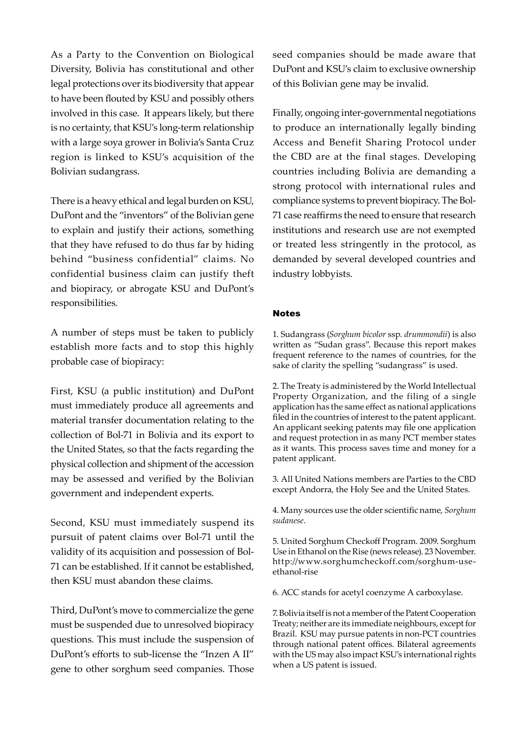As a Party to the Convention on Biological Diversity, Bolivia has constitutional and other legal protections over its biodiversity that appear to have been flouted by KSU and possibly others involved in this case. It appears likely, but there is no certainty, that KSU's long-term relationship with a large soya grower in Bolivia's Santa Cruz region is linked to KSU's acquisition of the Bolivian sudangrass.

There is a heavy ethical and legal burden on KSU, DuPont and the "inventors" of the Bolivian gene to explain and justify their actions, something that they have refused to do thus far by hiding behind "business confidential" claims. No confidential business claim can justify theft and biopiracy, or abrogate KSU and DuPont's responsibilities.

A number of steps must be taken to publicly establish more facts and to stop this highly probable case of biopiracy:

First, KSU (a public institution) and DuPont must immediately produce all agreements and material transfer documentation relating to the collection of Bol-71 in Bolivia and its export to the United States, so that the facts regarding the physical collection and shipment of the accession may be assessed and verified by the Bolivian government and independent experts.

Second, KSU must immediately suspend its pursuit of patent claims over Bol-71 until the validity of its acquisition and possession of Bol-71 can be established. If it cannot be established, then KSU must abandon these claims.

Third, DuPont's move to commercialize the gene must be suspended due to unresolved biopiracy questions. This must include the suspension of DuPont's efforts to sub-license the "Inzen A II" gene to other sorghum seed companies. Those seed companies should be made aware that DuPont and KSU's claim to exclusive ownership of this Bolivian gene may be invalid.

Finally, ongoing inter-governmental negotiations to produce an internationally legally binding Access and Benefit Sharing Protocol under the CBD are at the final stages. Developing countries including Bolivia are demanding a strong protocol with international rules and compliance systems to prevent biopiracy. The Bol-71 case reaffirms the need to ensure that research institutions and research use are not exempted or treated less stringently in the protocol, as demanded by several developed countries and industry lobbyists.

#### Notes

1. Sudangrass (*Sorghum bicolor* ssp. *drummondii*) is also written as "Sudan grass". Because this report makes frequent reference to the names of countries, for the sake of clarity the spelling "sudangrass" is used.

2. The Treaty is administered by the World Intellectual Property Organization, and the filing of a single application has the same effect as national applications filed in the countries of interest to the patent applicant. An applicant seeking patents may file one application and request protection in as many PCT member states as it wants. This process saves time and money for a patent applicant.

3. All United Nations members are Parties to the CBD except Andorra, the Holy See and the United States.

4. Many sources use the older scientific name, *Sorghum sudanese*.

5. United Sorghum Checkoff Program. 2009. Sorghum Use in Ethanol on the Rise (news release). 23 November. http://www.sorghumcheckoff.com/sorghum-use-ethanol-rise

6. ACC stands for acetyl coenzyme A carboxylase.

7. Bolivia itself is not a member of the Patent Cooperation Treaty; neither are its immediate neighbours, except for Brazil. KSU may pursue patents in non-PCT countries through national patent offices. Bilateral agreements with the US may also impact KSU's international rights when a US patent is issued.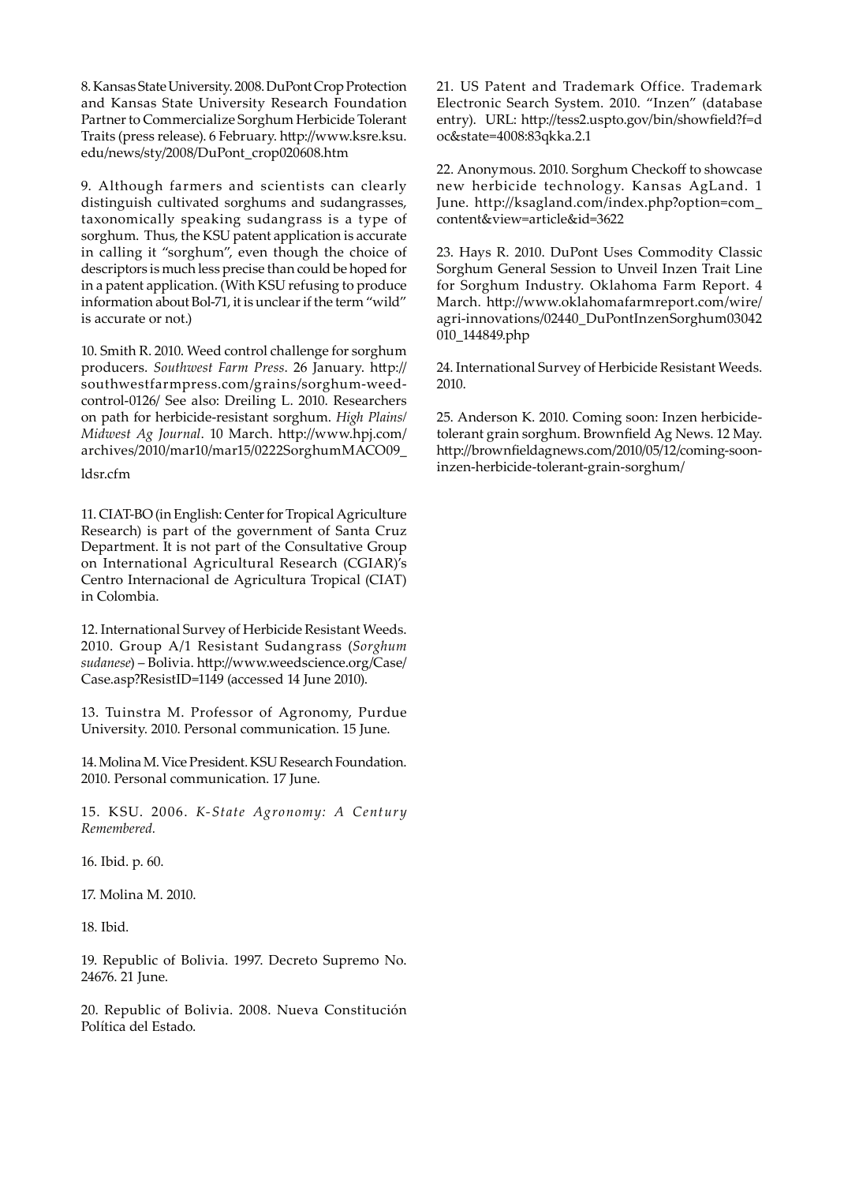8. Kansas State University. 2008. DuPont Crop Protection and Kansas State University Research Foundation Partner to Commercialize Sorghum Herbicide Tolerant Traits (press release). 6 February. http://www.ksre.ksu.edu/news/sty/2008/DuPont_crop020608.htm

9. Although farmers and scientists can clearly distinguish cultivated sorghums and sudangrasses, taxonomically speaking sudangrass is a type of sorghum. Thus, the KSU patent application is accurate in calling it "sorghum", even though the choice of descriptors is much less precise than could be hoped for in a patent application. (With KSU refusing to produce information about Bol-71, it is unclear if the term "wild" is accurate or not.)

10. Smith R. 2010. Weed control challenge for sorghum producers. *Southwest Farm Press*. 26 January. http://southwestfarmpress.com/grains/sorghum-weed-control-0126/ See also: Dreiling L. 2010. Researchers on path for herbicide-resistant sorghum. *High Plains/Midwest Ag Journal*. 10 March. http://www.hpj.com/archives/2010/mar10/mar15/0222SorghumMACO09_ldsr.cfm

11. CIAT-BO (in English: Center for Tropical Agriculture Research) is part of the government of Santa Cruz Department. It is not part of the Consultative Group on International Agricultural Research (CGIAR)'s Centro Internacional de Agricultura Tropical (CIAT) in Colombia.

12. International Survey of Herbicide Resistant Weeds. 2010. Group A/1 Resistant Sudangrass (*Sorghum sudanese*) – Bolivia. http://www.weedscience.org/Case/Case.asp?ResistID=1149 (accessed 14 June 2010).

13. Tuinstra M. Professor of Agronomy, Purdue University. 2010. Personal communication. 15 June.

14. Molina M. Vice President. KSU Research Foundation. 2010. Personal communication. 17 June.

15. KSU. 2006. *K-State Agronomy: A Century Remembered*.

16. Ibid. p. 60.

17. Molina M. 2010.

18. Ibid.

19. Republic of Bolivia. 1997. Decreto Supremo No. 24676. 21 June.

20. Republic of Bolivia. 2008. Nueva Constitución Política del Estado.

21. US Patent and Trademark Office. Trademark Electronic Search System. 2010. "Inzen" (database entry). URL: http://tess2.uspto.gov/bin/showfield?f=doc&state=4008:83qkka.2.1

22. Anonymous. 2010. Sorghum Checkoff to showcase new herbicide technology. Kansas AgLand. 1 June. http://ksagland.com/index.php?option=com_content&view=article&id=3622

23. Hays R. 2010. DuPont Uses Commodity Classic Sorghum General Session to Unveil Inzen Trait Line for Sorghum Industry. Oklahoma Farm Report. 4 March. http://www.oklahomafarmreport.com/wire/agri-innovations/02440_DuPontInzenSorghum03042010_144849.php

24. International Survey of Herbicide Resistant Weeds. 2010.

25. Anderson K. 2010. Coming soon: Inzen herbicide-tolerant grain sorghum. Brownfield Ag News. 12 May. http://brownfieldagnews.com/2010/05/12/coming-soon-inzen-herbicide-tolerant-grain-sorghum/